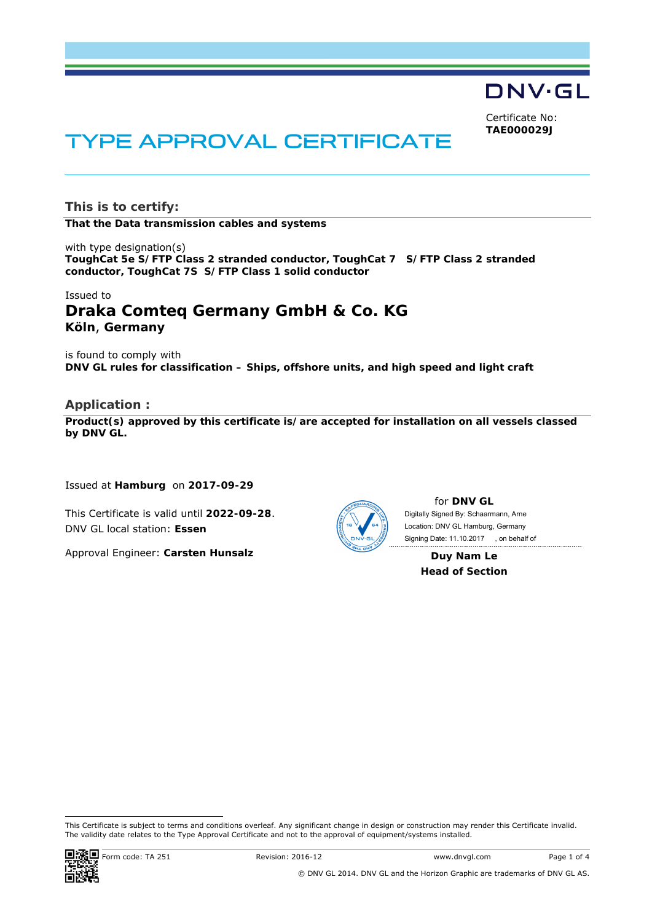DNV·GL

Certificate No:
**TAE000029J**

# TYPE APPROVAL CERTIFICATE

## This is to certify:

**That the Data transmission cables and systems**

with type designation(s)
**ToughCat 5e S/FTP Class 2 stranded conductor, ToughCat 7 S/FTP Class 2 stranded conductor, ToughCat 7S S/FTP Class 1 solid conductor**

Issued to
# Draka Comteq Germany GmbH & Co. KG
**Köln, Germany**

is found to comply with
**DNV GL rules for classification – Ships, offshore units, and high speed and light craft**

## Application :

**Product(s) approved by this certificate is/are accepted for installation on all vessels classed by DNV GL.**

Issued at **Hamburg** on **2017-09-29**

This Certificate is valid until **2022-09-28**.
DNV GL local station: **Essen**

Approval Engineer: **Carsten Hunsalz**

for **DNV GL**
Digitally Signed By: Schaarmann, Arne
Location: DNV GL Hamburg, Germany
Signing Date: 11.10.2017 , on behalf of

**Duy Nam Le**
**Head of Section**

This Certificate is subject to terms and conditions overleaf. Any significant change in design or construction may render this Certificate invalid. The validity date relates to the Type Approval Certificate and not to the approval of equipment/systems installed.

Form code: TA 251 Revision: 2016-12 www.dnvgl.com

© DNV GL 2014. DNV GL and the Horizon Graphic are trademarks of DNV GL AS.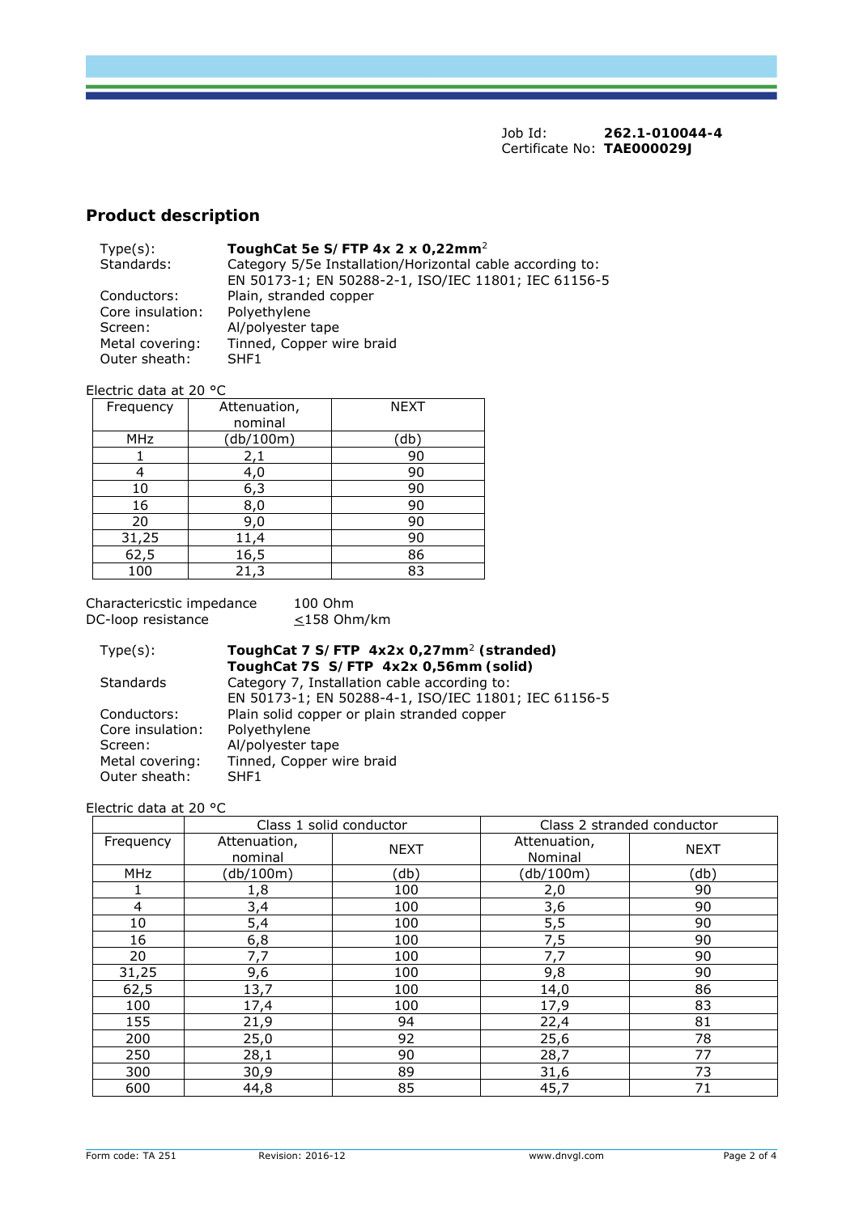Job Id: **262.1-010044-4**
Certificate No: **TAE000029J**

## Product description

| | |
|---|---|
| Type(s): | **ToughCat 5e S/FTP 4x 2 x 0,22mm$^2$** |
| Standards: | Category 5/5e Installation/Horizontal cable according to: EN 50173-1; EN 50288-2-1, ISO/IEC 11801; IEC 61156-5 |
| Conductors: | Plain, stranded copper |
| Core insulation: | Polyethylene |
| Screen: | Al/polyester tape |
| Metal covering: | Tinned, Copper wire braid |
| Outer sheath: | SHF1 |

Electric data at 20 °C

| Frequency | Attenuation, nominal | NEXT |
|---|---|---|
| MHz | (db/100m) | (db) |
| 1 | 2,1 | 90 |
| 4 | 4,0 | 90 |
| 10 | 6,3 | 90 |
| 16 | 8,0 | 90 |
| 20 | 9,0 | 90 |
| 31,25 | 11,4 | 90 |
| 62,5 | 16,5 | 86 |
| 100 | 21,3 | 83 |

Charactericstic impedance: 100 Ohm
DC-loop resistance: ≤158 Ohm/km

| | |
|---|---|
| Type(s): | **ToughCat 7 S/FTP 4x2x 0,27mm$^2$ (stranded)**<br>**ToughCat 7S S/FTP 4x2x 0,56mm (solid)** |
| Standards | Category 7, Installation cable according to: EN 50173-1; EN 50288-4-1, ISO/IEC 11801; IEC 61156-5 |
| Conductors: | Plain solid copper or plain stranded copper |
| Core insulation: | Polyethylene |
| Screen: | Al/polyester tape |
| Metal covering: | Tinned, Copper wire braid |
| Outer sheath: | SHF1 |

Electric data at 20 °C

| | Class 1 solid conductor | | Class 2 stranded conductor | |
|---|---|---|---|---|
| Frequency | Attenuation, nominal | NEXT | Attenuation, Nominal | NEXT |
| MHz | (db/100m) | (db) | (db/100m) | (db) |
| 1 | 1,8 | 100 | 2,0 | 90 |
| 4 | 3,4 | 100 | 3,6 | 90 |
| 10 | 5,4 | 100 | 5,5 | 90 |
| 16 | 6,8 | 100 | 7,5 | 90 |
| 20 | 7,7 | 100 | 7,7 | 90 |
| 31,25 | 9,6 | 100 | 9,8 | 90 |
| 62,5 | 13,7 | 100 | 14,0 | 86 |
| 100 | 17,4 | 100 | 17,9 | 83 |
| 155 | 21,9 | 94 | 22,4 | 81 |
| 200 | 25,0 | 92 | 25,6 | 78 |
| 250 | 28,1 | 90 | 28,7 | 77 |
| 300 | 30,9 | 89 | 31,6 | 73 |
| 600 | 44,8 | 85 | 45,7 | 71 |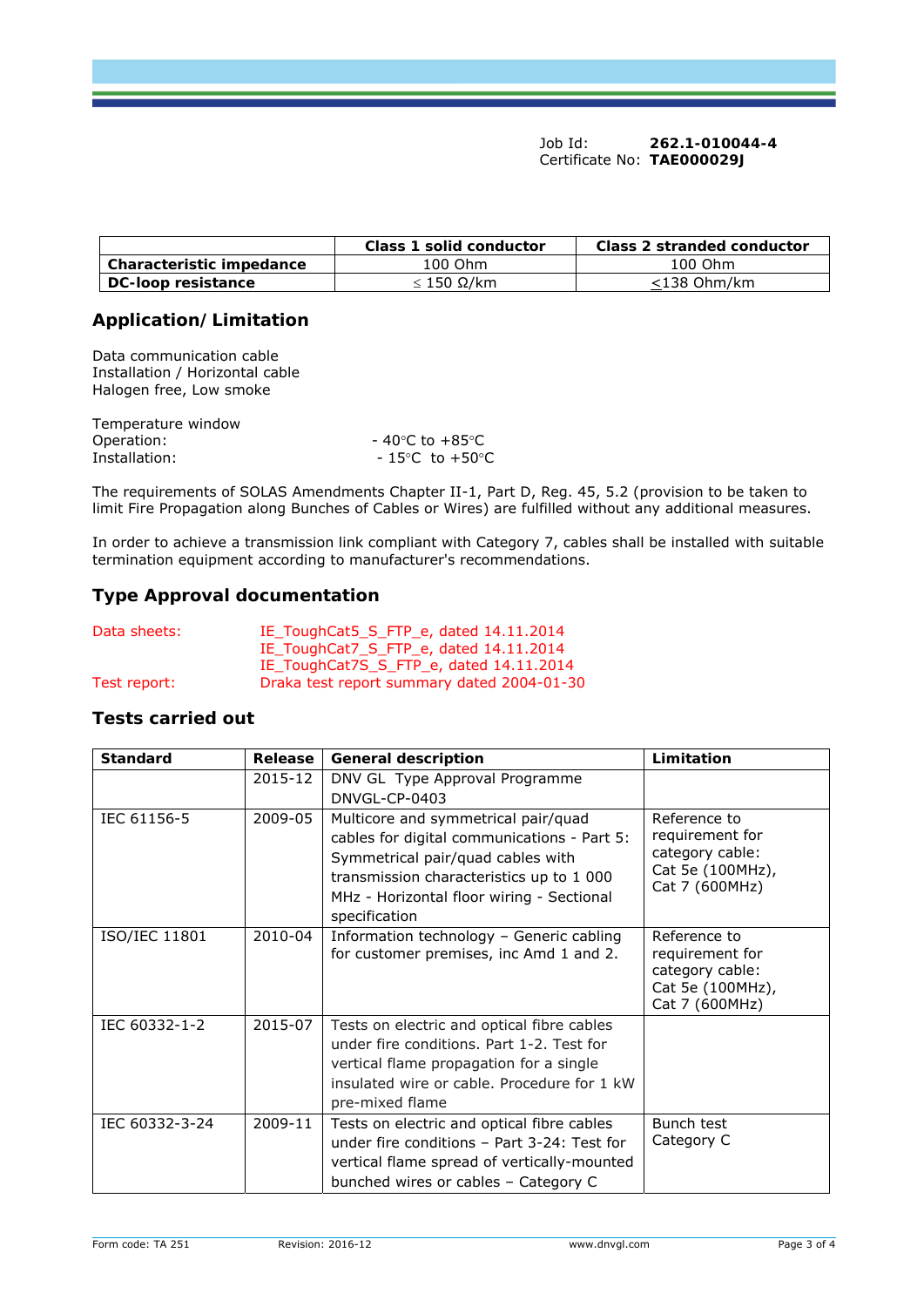Job Id: **262.1-010044-4**
Certificate No: **TAE000029J**

| | Class 1 solid conductor | Class 2 stranded conductor |
|---|---|---|
| **Characteristic impedance** | 100 Ohm | 100 Ohm |
| **DC-loop resistance** | ≤ 150 Ω/km | ≤138 Ohm/km |

## Application/ Limitation

Data communication cable
Installation / Horizontal cable
Halogen free, Low smoke

Temperature window
Operation: - 40°C to +85°C
Installation: - 15°C to +50°C

The requirements of SOLAS Amendments Chapter II-1, Part D, Reg. 45, 5.2 (provision to be taken to limit Fire Propagation along Bunches of Cables or Wires) are fulfilled without any additional measures.

In order to achieve a transmission link compliant with Category 7, cables shall be installed with suitable termination equipment according to manufacturer's recommendations.

## Type Approval documentation

Data sheets: IE_ToughCat5_S_FTP_e, dated 14.11.2014
IE_ToughCat7_S_FTP_e, dated 14.11.2014
IE_ToughCat7S_S_FTP_e, dated 14.11.2014
Test report: Draka test report summary dated 2004-01-30

## Tests carried out

| Standard | Release | General description | Limitation |
|---|---|---|---|
| | 2015-12 | DNV GL Type Approval Programme DNVGL-CP-0403 | |
| IEC 61156-5 | 2009-05 | Multicore and symmetrical pair/quad cables for digital communications - Part 5: Symmetrical pair/quad cables with transmission characteristics up to 1 000 MHz - Horizontal floor wiring - Sectional specification | Reference to requirement for category cable: Cat 5e (100MHz), Cat 7 (600MHz) |
| ISO/IEC 11801 | 2010-04 | Information technology – Generic cabling for customer premises, inc Amd 1 and 2. | Reference to requirement for category cable: Cat 5e (100MHz), Cat 7 (600MHz) |
| IEC 60332-1-2 | 2015-07 | Tests on electric and optical fibre cables under fire conditions. Part 1-2. Test for vertical flame propagation for a single insulated wire or cable. Procedure for 1 kW pre-mixed flame | |
| IEC 60332-3-24 | 2009-11 | Tests on electric and optical fibre cables under fire conditions – Part 3-24: Test for vertical flame spread of vertically-mounted bunched wires or cables – Category C | Bunch test Category C |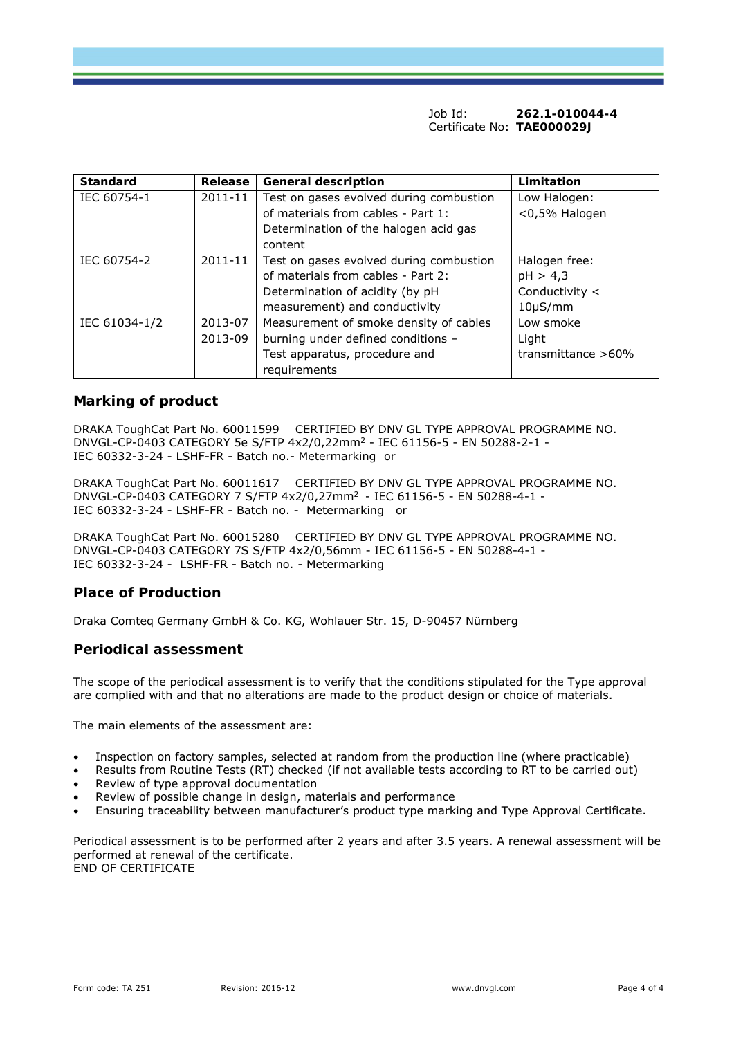Job Id: **262.1-010044-4**
Certificate No: **TAE000029J**

| **Standard** | **Release** | **General description** | **Limitation** |
|---|---|---|---|
| IEC 60754-1 | 2011-11 | Test on gases evolved during combustion of materials from cables - Part 1: Determination of the halogen acid gas content | Low Halogen: <0,5% Halogen |
| IEC 60754-2 | 2011-11 | Test on gases evolved during combustion of materials from cables - Part 2: Determination of acidity (by pH measurement) and conductivity | Halogen free: pH > 4,3 Conductivity < 10µS/mm |
| IEC 61034-1/2 | 2013-07 2013-09 | Measurement of smoke density of cables burning under defined conditions – Test apparatus, procedure and requirements | Low smoke Light transmittance >60% |

## Marking of product

DRAKA ToughCat Part No. 60011599 CERTIFIED BY DNV GL TYPE APPROVAL PROGRAMME NO. DNVGL-CP-0403 CATEGORY 5e S/FTP 4x2/0,22mm² - IEC 61156-5 - EN 50288-2-1 - IEC 60332-3-24 - LSHF-FR - Batch no.- Metermarking or

DRAKA ToughCat Part No. 60011617 CERTIFIED BY DNV GL TYPE APPROVAL PROGRAMME NO. DNVGL-CP-0403 CATEGORY 7 S/FTP 4x2/0,27mm² - IEC 61156-5 - EN 50288-4-1 - IEC 60332-3-24 - LSHF-FR - Batch no. - Metermarking or

DRAKA ToughCat Part No. 60015280 CERTIFIED BY DNV GL TYPE APPROVAL PROGRAMME NO. DNVGL-CP-0403 CATEGORY 7S S/FTP 4x2/0,56mm - IEC 61156-5 - EN 50288-4-1 - IEC 60332-3-24 - LSHF-FR - Batch no. - Metermarking

## Place of Production

Draka Comteq Germany GmbH & Co. KG, Wohlauer Str. 15, D-90457 Nürnberg

## Periodical assessment

The scope of the periodical assessment is to verify that the conditions stipulated for the Type approval are complied with and that no alterations are made to the product design or choice of materials.

The main elements of the assessment are:

- Inspection on factory samples, selected at random from the production line (where practicable)
- Results from Routine Tests (RT) checked (if not available tests according to RT to be carried out)
- Review of type approval documentation
- Review of possible change in design, materials and performance
- Ensuring traceability between manufacturer's product type marking and Type Approval Certificate.

Periodical assessment is to be performed after 2 years and after 3.5 years. A renewal assessment will be performed at renewal of the certificate.
END OF CERTIFICATE